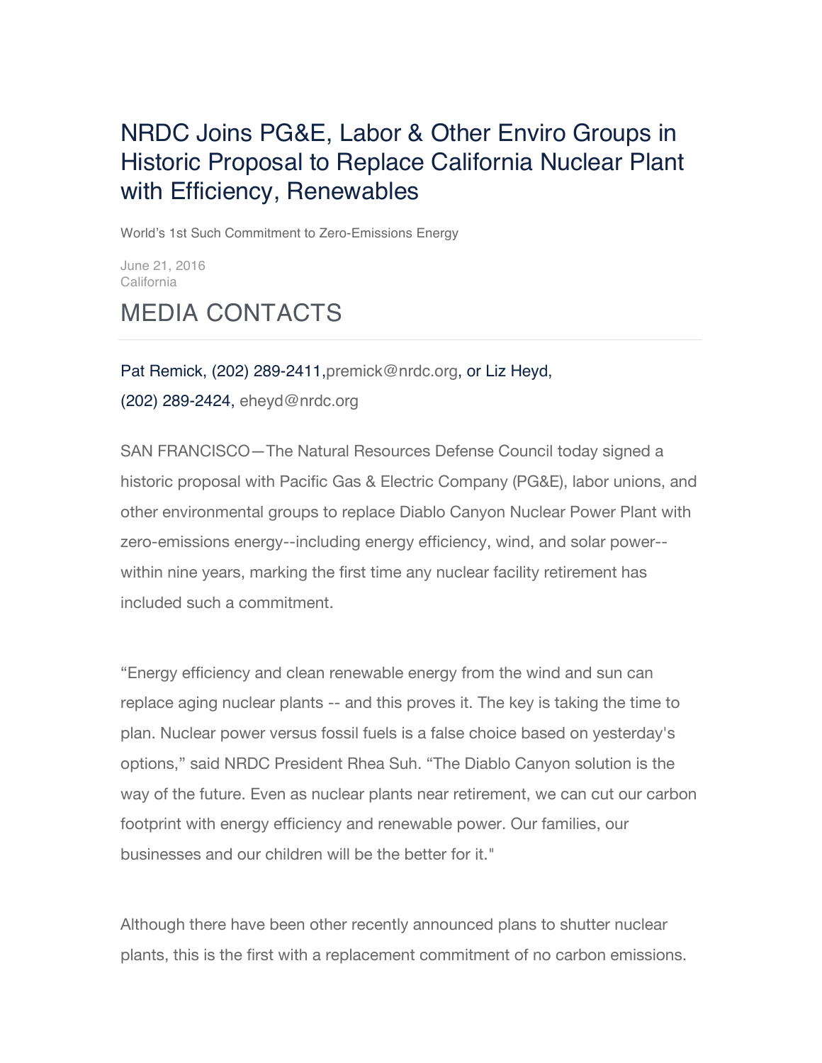# NRDC Joins PG&E, Labor & Other Enviro Groups in Historic Proposal to Replace California Nuclear Plant with Efficiency, Renewables

World's 1st Such Commitment to Zero-Emissions Energy

June 21, 2016
California

## MEDIA CONTACTS

Pat Remick, (202) 289-2411,premick@nrdc.org, or Liz Heyd,
(202) 289-2424, eheyd@nrdc.org

SAN FRANCISCO—The Natural Resources Defense Council today signed a historic proposal with Pacific Gas & Electric Company (PG&E), labor unions, and other environmental groups to replace Diablo Canyon Nuclear Power Plant with zero-emissions energy--including energy efficiency, wind, and solar power--within nine years, marking the first time any nuclear facility retirement has included such a commitment.

"Energy efficiency and clean renewable energy from the wind and sun can replace aging nuclear plants -- and this proves it. The key is taking the time to plan. Nuclear power versus fossil fuels is a false choice based on yesterday's options," said NRDC President Rhea Suh. "The Diablo Canyon solution is the way of the future. Even as nuclear plants near retirement, we can cut our carbon footprint with energy efficiency and renewable power. Our families, our businesses and our children will be the better for it."

Although there have been other recently announced plans to shutter nuclear plants, this is the first with a replacement commitment of no carbon emissions.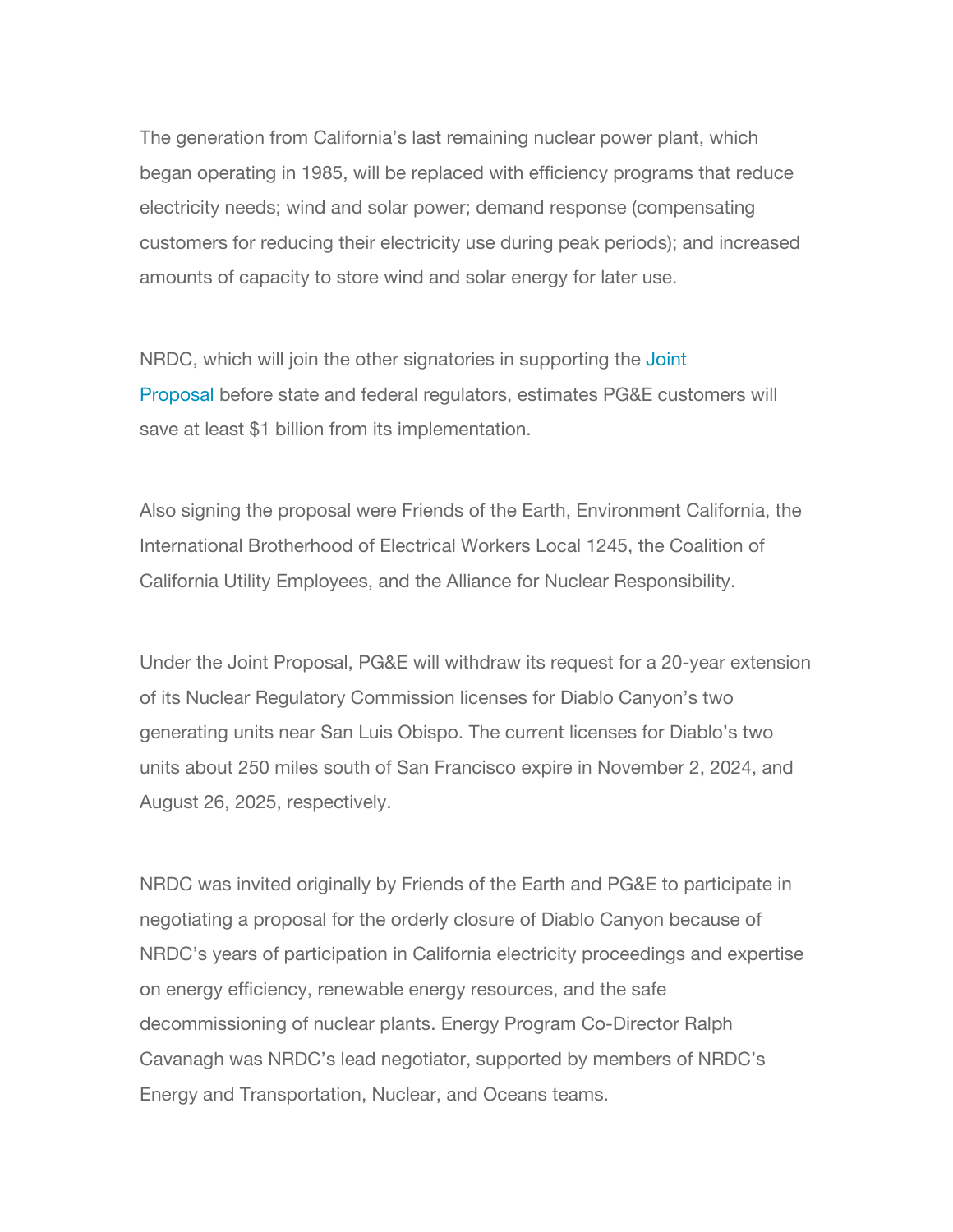The generation from California's last remaining nuclear power plant, which began operating in 1985, will be replaced with efficiency programs that reduce electricity needs; wind and solar power; demand response (compensating customers for reducing their electricity use during peak periods); and increased amounts of capacity to store wind and solar energy for later use.

NRDC, which will join the other signatories in supporting the Joint Proposal before state and federal regulators, estimates PG&E customers will save at least $1 billion from its implementation.

Also signing the proposal were Friends of the Earth, Environment California, the International Brotherhood of Electrical Workers Local 1245, the Coalition of California Utility Employees, and the Alliance for Nuclear Responsibility.

Under the Joint Proposal, PG&E will withdraw its request for a 20-year extension of its Nuclear Regulatory Commission licenses for Diablo Canyon's two generating units near San Luis Obispo. The current licenses for Diablo's two units about 250 miles south of San Francisco expire in November 2, 2024, and August 26, 2025, respectively.

NRDC was invited originally by Friends of the Earth and PG&E to participate in negotiating a proposal for the orderly closure of Diablo Canyon because of NRDC's years of participation in California electricity proceedings and expertise on energy efficiency, renewable energy resources, and the safe decommissioning of nuclear plants. Energy Program Co-Director Ralph Cavanagh was NRDC's lead negotiator, supported by members of NRDC's Energy and Transportation, Nuclear, and Oceans teams.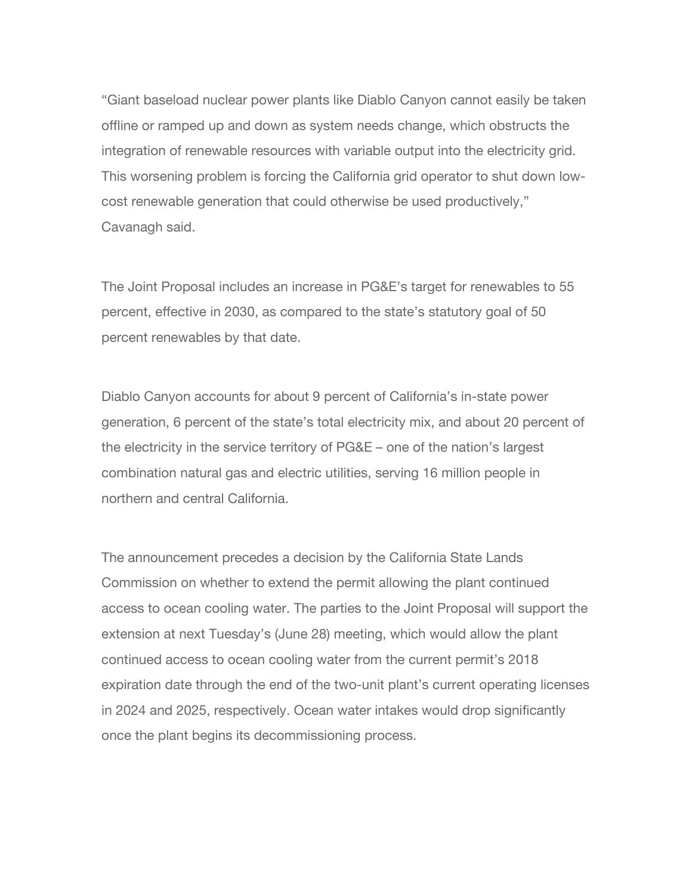"Giant baseload nuclear power plants like Diablo Canyon cannot easily be taken offline or ramped up and down as system needs change, which obstructs the integration of renewable resources with variable output into the electricity grid. This worsening problem is forcing the California grid operator to shut down low-cost renewable generation that could otherwise be used productively," Cavanagh said.

The Joint Proposal includes an increase in PG&E's target for renewables to 55 percent, effective in 2030, as compared to the state's statutory goal of 50 percent renewables by that date.

Diablo Canyon accounts for about 9 percent of California's in-state power generation, 6 percent of the state's total electricity mix, and about 20 percent of the electricity in the service territory of PG&E – one of the nation's largest combination natural gas and electric utilities, serving 16 million people in northern and central California.

The announcement precedes a decision by the California State Lands Commission on whether to extend the permit allowing the plant continued access to ocean cooling water. The parties to the Joint Proposal will support the extension at next Tuesday's (June 28) meeting, which would allow the plant continued access to ocean cooling water from the current permit's 2018 expiration date through the end of the two-unit plant's current operating licenses in 2024 and 2025, respectively. Ocean water intakes would drop significantly once the plant begins its decommissioning process.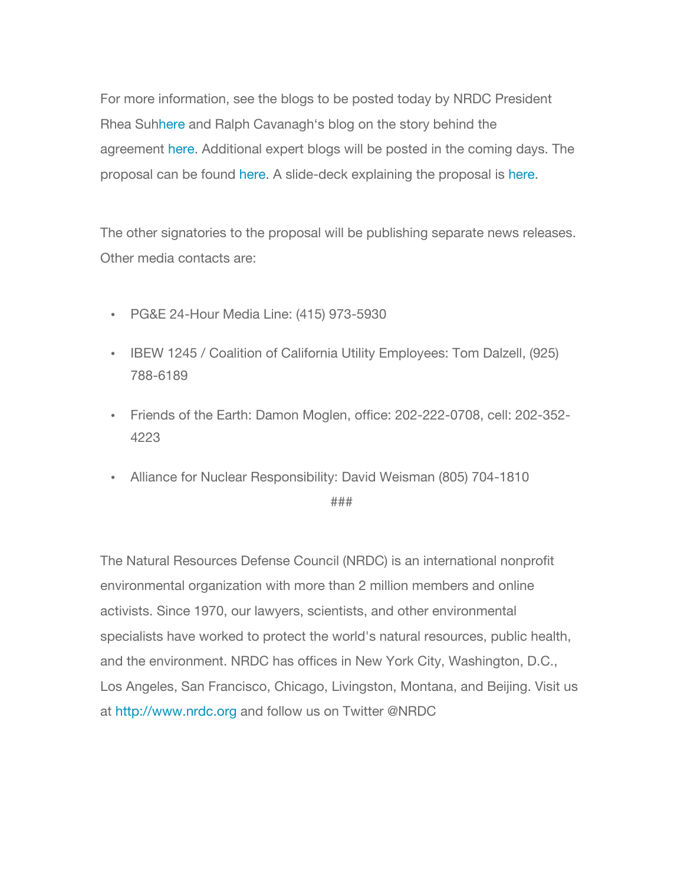For more information, see the blogs to be posted today by NRDC President Rhea Suhhere and Ralph Cavanagh's blog on the story behind the agreement here. Additional expert blogs will be posted in the coming days. The proposal can be found here. A slide-deck explaining the proposal is here.

The other signatories to the proposal will be publishing separate news releases. Other media contacts are:

- PG&E 24-Hour Media Line: (415) 973-5930
- IBEW 1245 / Coalition of California Utility Employees: Tom Dalzell, (925) 788-6189
- Friends of the Earth: Damon Moglen, office: 202-222-0708, cell: 202-352-4223
- Alliance for Nuclear Responsibility: David Weisman (805) 704-1810

###

The Natural Resources Defense Council (NRDC) is an international nonprofit environmental organization with more than 2 million members and online activists. Since 1970, our lawyers, scientists, and other environmental specialists have worked to protect the world's natural resources, public health, and the environment. NRDC has offices in New York City, Washington, D.C., Los Angeles, San Francisco, Chicago, Livingston, Montana, and Beijing. Visit us at http://www.nrdc.org and follow us on Twitter @NRDC